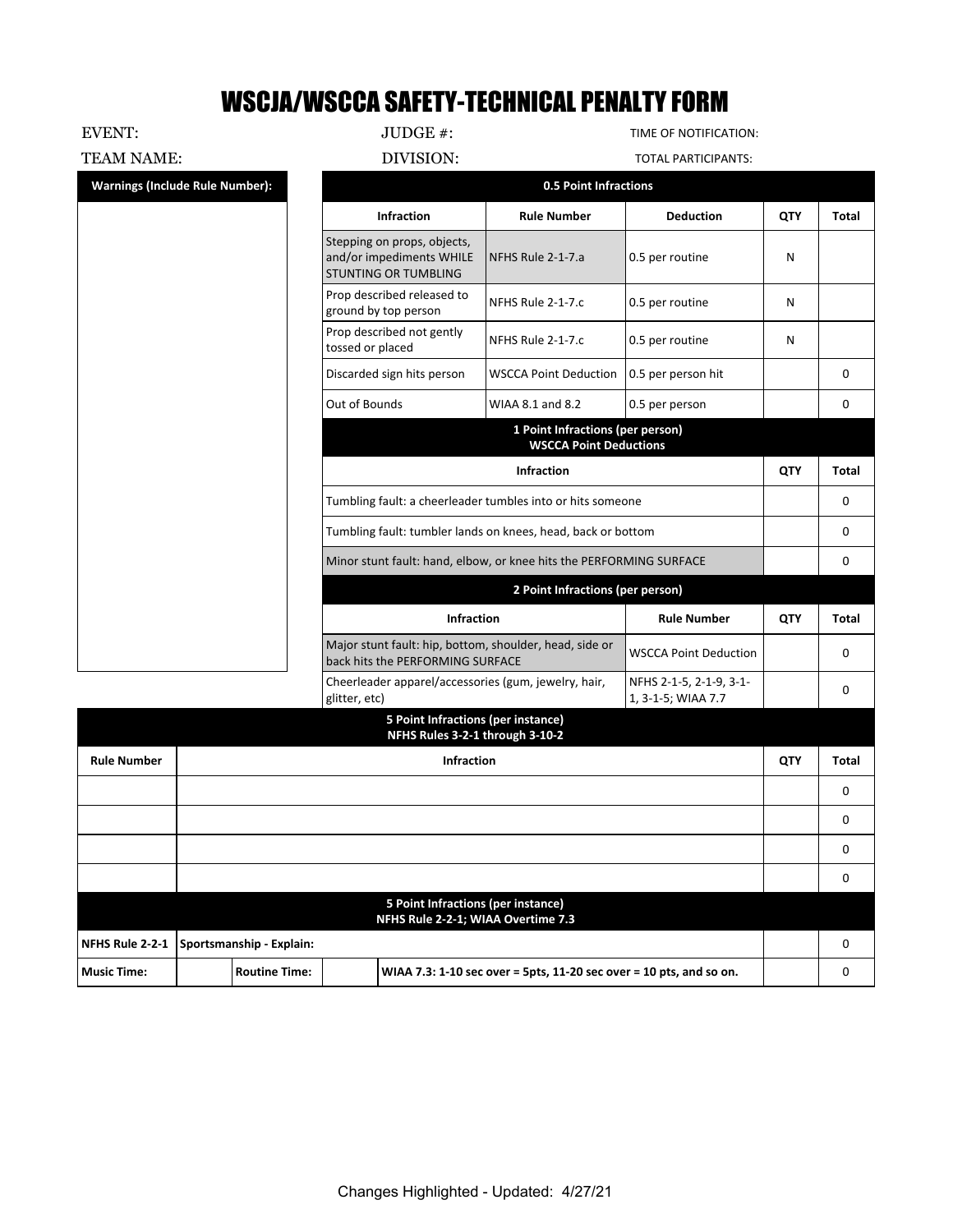# WSCJA/WSCCA SAFETY-TECHNICAL PENALTY FORM

EVENT: JUDGE #: TIME OF NOTIFICATION:

TEAM NAME: DIVISION: TOTAL PARTICIPANTS:

**Warnings (Include Rule Number):**

| 0.5 Point Infractions | | | | |
|---|---|---|---|---|
| **Infraction** | **Rule Number** | **Deduction** | **QTY** | **Total** |
| Stepping on props, objects, and/or impediments WHILE STUNTING OR TUMBLING | NFHS Rule 2-1-7.a | 0.5 per routine | N | |
| Prop described released to ground by top person | NFHS Rule 2-1-7.c | 0.5 per routine | N | |
| Prop described not gently tossed or placed | NFHS Rule 2-1-7.c | 0.5 per routine | N | |
| Discarded sign hits person | WSCCA Point Deduction | 0.5 per person hit | | 0 |
| Out of Bounds | WIAA 8.1 and 8.2 | 0.5 per person | | 0 |

| 1 Point Infractions (per person) WSCCA Point Deductions | | |
|---|---|---|
| **Infraction** | **QTY** | **Total** |
| Tumbling fault: a cheerleader tumbles into or hits someone | | 0 |
| Tumbling fault: tumbler lands on knees, head, back or bottom | | 0 |
| Minor stunt fault: hand, elbow, or knee hits the PERFORMING SURFACE | | 0 |

| 2 Point Infractions (per person) | | | |
|---|---|---|---|
| **Infraction** | **Rule Number** | **QTY** | **Total** |
| Major stunt fault: hip, bottom, shoulder, head, side or back hits the PERFORMING SURFACE | WSCCA Point Deduction | | 0 |
| Cheerleader apparel/accessories (gum, jewelry, hair, glitter, etc) | NFHS 2-1-5, 2-1-9, 3-1-1, 3-1-5; WIAA 7.7 | | 0 |

| 5 Point Infractions (per instance) NFHS Rules 3-2-1 through 3-10-2 | | | |
|---|---|---|---|
| **Rule Number** | **Infraction** | **QTY** | **Total** |
| | | | 0 |
| | | | 0 |
| | | | 0 |
| | | | 0 |

| 5 Point Infractions (per instance) NFHS Rule 2-2-1; WIAA Overtime 7.3 | | | | | | |
|---|---|---|---|---|---|---|
| **NFHS Rule 2-2-1** | **Sportsmanship - Explain:** | | | | | 0 |
| **Music Time:** | | **Routine Time:** | | **WIAA 7.3: 1-10 sec over = 5pts, 11-20 sec over = 10 pts, and so on.** | | 0 |

Changes Highlighted - Updated: 4/27/21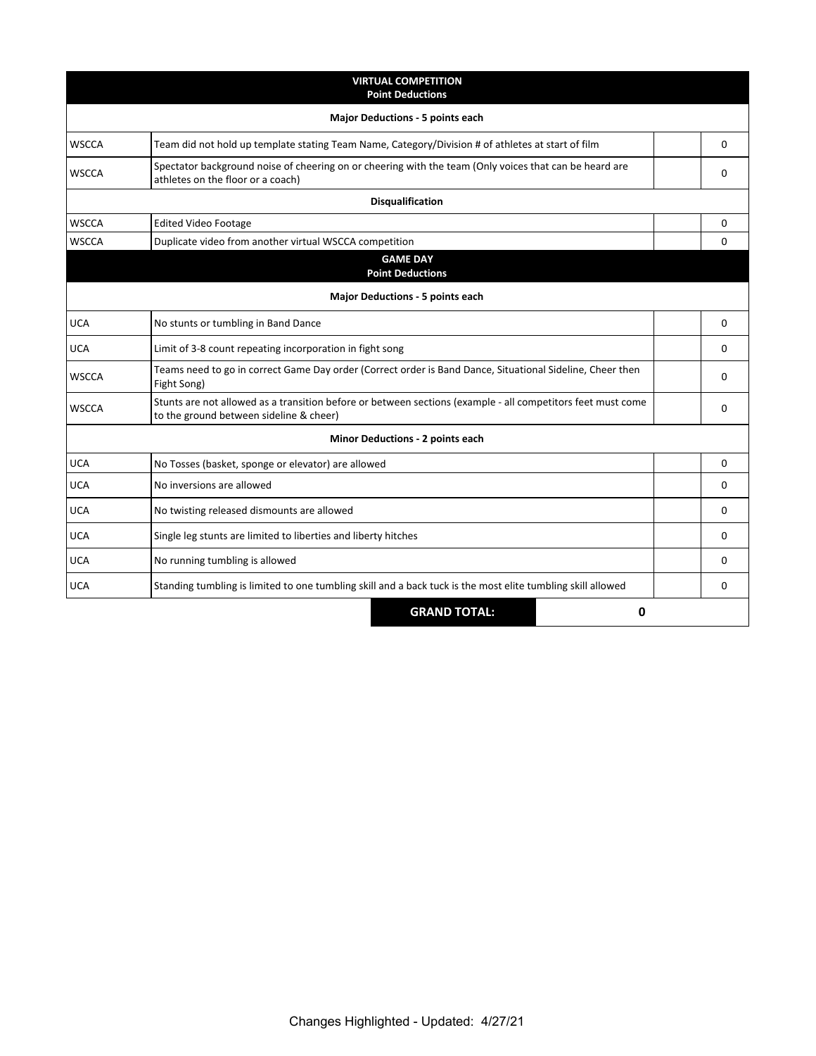| | | | |
|---|---|---|---|
| **VIRTUAL COMPETITION Point Deductions** | | | |
| **Major Deductions - 5 points each** | | | |
| WSCCA | Team did not hold up template stating Team Name, Category/Division # of athletes at start of film | | 0 |
| WSCCA | Spectator background noise of cheering on or cheering with the team (Only voices that can be heard are athletes on the floor or a coach) | | 0 |
| **Disqualification** | | | |
| WSCCA | Edited Video Footage | | 0 |
| WSCCA | Duplicate video from another virtual WSCCA competition | | 0 |
| **GAME DAY Point Deductions** | | | |
| **Major Deductions - 5 points each** | | | |
| UCA | No stunts or tumbling in Band Dance | | 0 |
| UCA | Limit of 3-8 count repeating incorporation in fight song | | 0 |
| WSCCA | Teams need to go in correct Game Day order (Correct order is Band Dance, Situational Sideline, Cheer then Fight Song) | | 0 |
| WSCCA | Stunts are not allowed as a transition before or between sections (example - all competitors feet must come to the ground between sideline & cheer) | | 0 |
| **Minor Deductions - 2 points each** | | | |
| UCA | No Tosses (basket, sponge or elevator) are allowed | | 0 |
| UCA | No inversions are allowed | | 0 |
| UCA | No twisting released dismounts are allowed | | 0 |
| UCA | Single leg stunts are limited to liberties and liberty hitches | | 0 |
| UCA | No running tumbling is allowed | | 0 |
| UCA | Standing tumbling is limited to one tumbling skill and a back tuck is the most elite tumbling skill allowed | | 0 |
| | **GRAND TOTAL:** | **0** | |

Changes Highlighted - Updated: 4/27/21